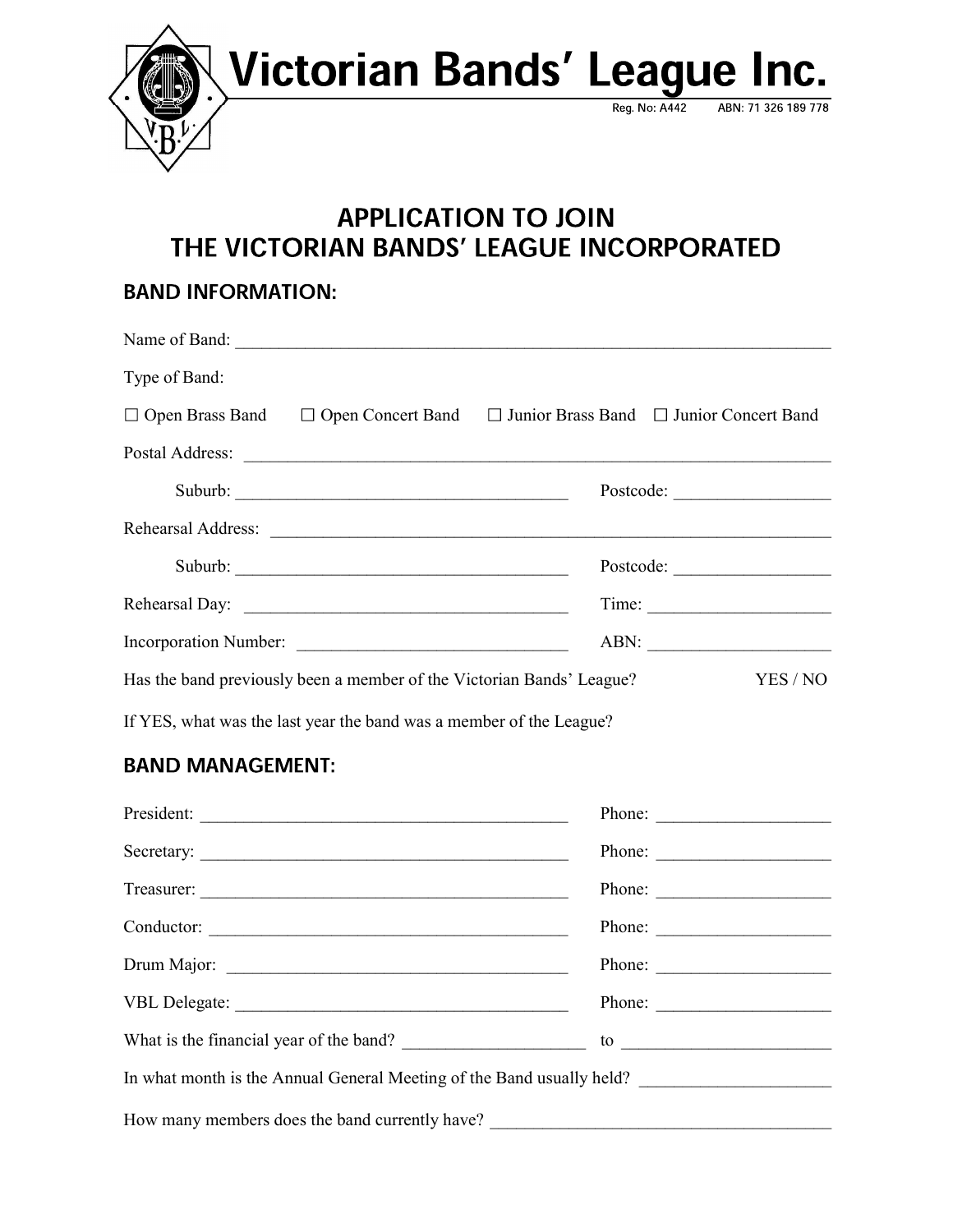# Victorian Bands' League Inc.

Reg. No: A442 ABN: 71 326 189 778

## APPLICATION TO JOIN THE VICTORIAN BANDS' LEAGUE INCORPORATED

### BAND INFORMATION:

Name of Band: ______________________________________________

Type of Band:

☐ Open Brass Band ☐ Open Concert Band ☐ Junior Brass Band ☐ Junior Concert Band

Postal Address: ______________________________________________

Suburb: ______________________________ Postcode: ______________

Rehearsal Address: ______________________________________________

Suburb: ______________________________ Postcode: ______________

Rehearsal Day: ______________________________ Time: ______________

Incorporation Number: ______________________________ ABN: ______________

Has the band previously been a member of the Victorian Bands' League? YES / NO

If YES, what was the last year the band was a member of the League?

### BAND MANAGEMENT:

President: ______________________________ Phone: ______________

Secretary: ______________________________ Phone: ______________

Treasurer: ______________________________ Phone: ______________

Conductor: ______________________________ Phone: ______________

Drum Major: ______________________________ Phone: ______________

VBL Delegate: ______________________________ Phone: ______________

What is the financial year of the band? ______________ to ______________

In what month is the Annual General Meeting of the Band usually held? ______________

How many members does the band currently have? ______________________________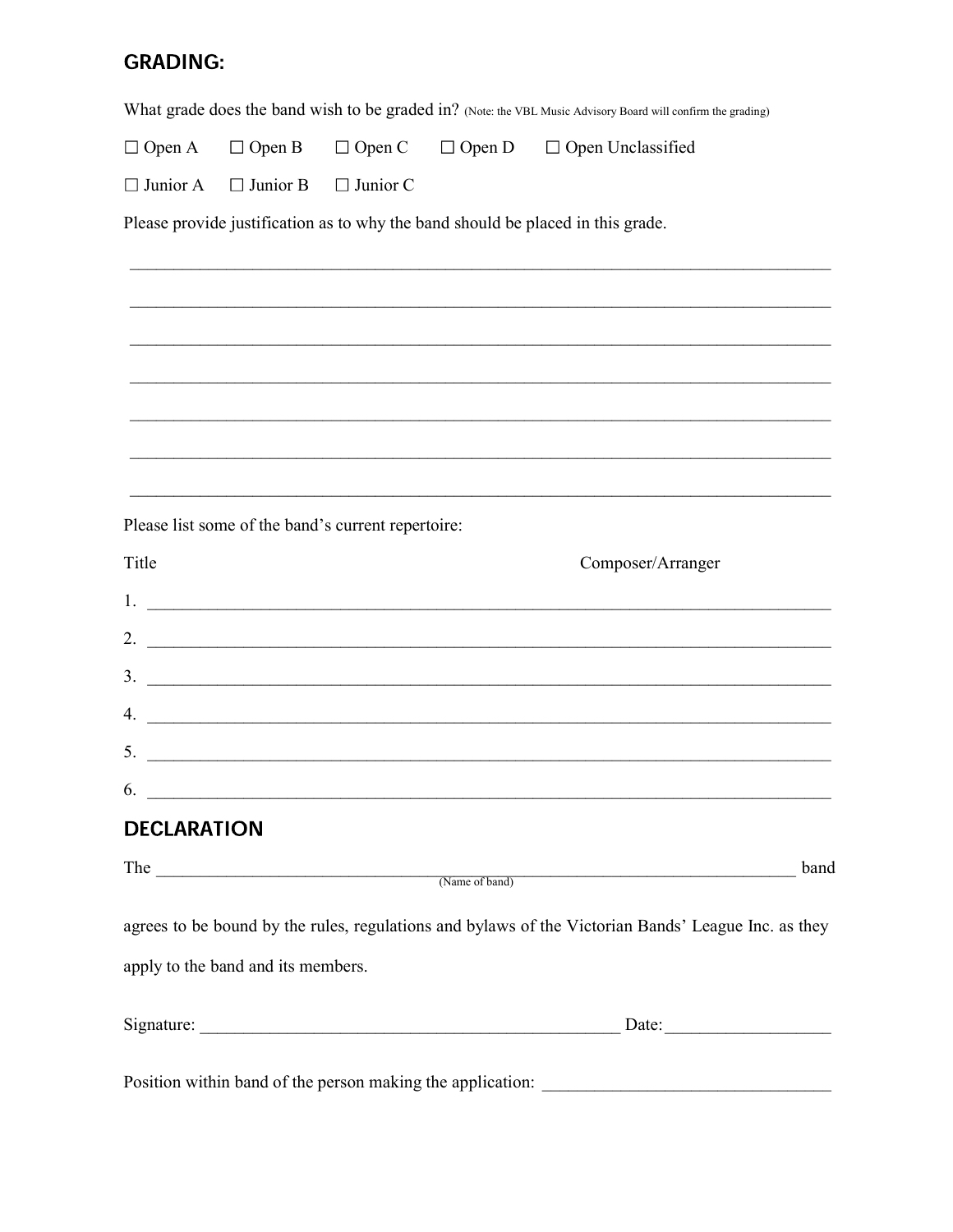## GRADING:

What grade does the band wish to be graded in? (Note: the VBL Music Advisory Board will confirm the grading)

☐ Open A ☐ Open B ☐ Open C ☐ Open D ☐ Open Unclassified

☐ Junior A ☐ Junior B ☐ Junior C

Please provide justification as to why the band should be placed in this grade.

______________________________________________________________________________

______________________________________________________________________________

______________________________________________________________________________

______________________________________________________________________________

______________________________________________________________________________

______________________________________________________________________________

______________________________________________________________________________

Please list some of the band's current repertoire:

Title Composer/Arranger

1. ____________________________________________________________________________
2. ____________________________________________________________________________
3. ____________________________________________________________________________
4. ____________________________________________________________________________
5. ____________________________________________________________________________
6. ____________________________________________________________________________

## DECLARATION

The ________________________________________________________________________ band
(Name of band)

agrees to be bound by the rules, regulations and bylaws of the Victorian Bands' League Inc. as they apply to the band and its members.

Signature: _______________________________________________ Date:_________________

Position within band of the person making the application: ______________________________